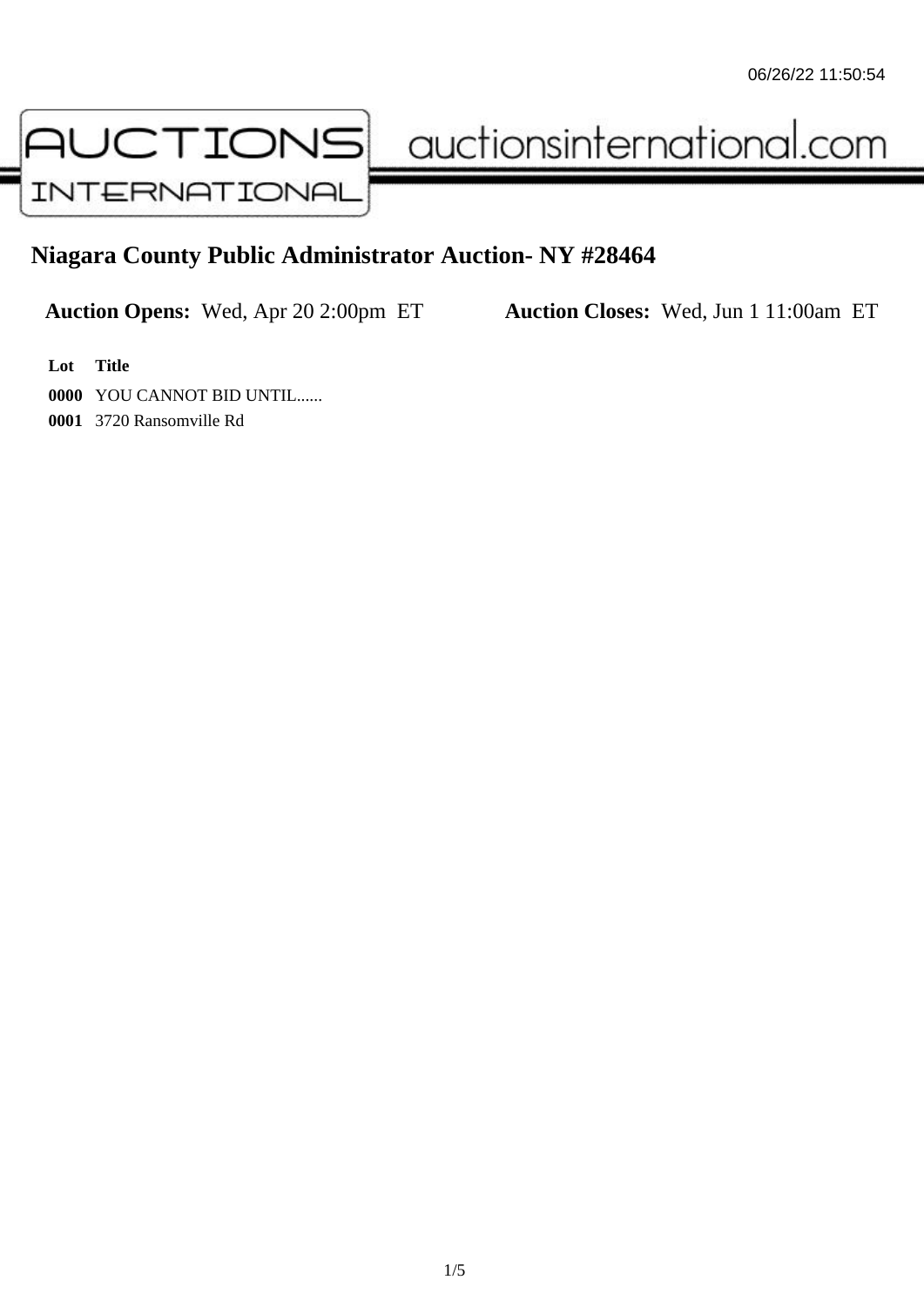# Niagara County Public Administrator Auction- NY #28464

**Auction Opens:** Wed, Apr 20 2:00pm ET **Auction Closes:** Wed, Jun 1 11:00am ET

| Lot | Title |
|---|---|
| **0000** | YOU CANNOT BID UNTIL...... |
| **0001** | 3720 Ransomville Rd |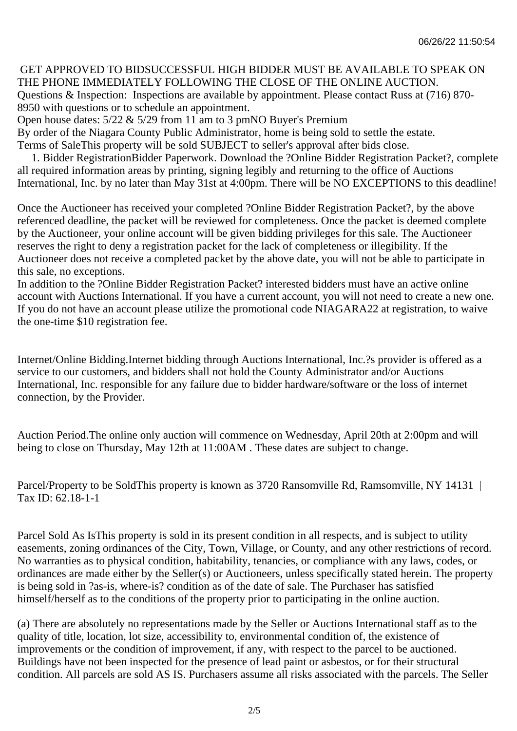GET APPROVED TO BIDSUCCESSFUL HIGH BIDDER MUST BE AVAILABLE TO SPEAK ON THE PHONE IMMEDIATELY FOLLOWING THE CLOSE OF THE ONLINE AUCTION.
Questions & Inspection: Inspections are available by appointment. Please contact Russ at (716) 870-8950 with questions or to schedule an appointment.
Open house dates: 5/22 & 5/29 from 11 am to 3 pmNO Buyer's Premium
By order of the Niagara County Public Administrator, home is being sold to settle the estate.
Terms of SaleThis property will be sold SUBJECT to seller's approval after bids close.

1. Bidder RegistrationBidder Paperwork. Download the ?Online Bidder Registration Packet?, complete all required information areas by printing, signing legibly and returning to the office of Auctions International, Inc. by no later than May 31st at 4:00pm. There will be NO EXCEPTIONS to this deadline!

Once the Auctioneer has received your completed ?Online Bidder Registration Packet?, by the above referenced deadline, the packet will be reviewed for completeness. Once the packet is deemed complete by the Auctioneer, your online account will be given bidding privileges for this sale. The Auctioneer reserves the right to deny a registration packet for the lack of completeness or illegibility. If the Auctioneer does not receive a completed packet by the above date, you will not be able to participate in this sale, no exceptions.
In addition to the ?Online Bidder Registration Packet? interested bidders must have an active online account with Auctions International. If you have a current account, you will not need to create a new one. If you do not have an account please utilize the promotional code NIAGARA22 at registration, to waive the one-time $10 registration fee.

Internet/Online Bidding.Internet bidding through Auctions International, Inc.?s provider is offered as a service to our customers, and bidders shall not hold the County Administrator and/or Auctions International, Inc. responsible for any failure due to bidder hardware/software or the loss of internet connection, by the Provider.

Auction Period.The online only auction will commence on Wednesday, April 20th at 2:00pm and will being to close on Thursday, May 12th at 11:00AM . These dates are subject to change.

Parcel/Property to be SoldThis property is known as 3720 Ransomville Rd, Ramsomville, NY 14131 | Tax ID: 62.18-1-1

Parcel Sold As IsThis property is sold in its present condition in all respects, and is subject to utility easements, zoning ordinances of the City, Town, Village, or County, and any other restrictions of record. No warranties as to physical condition, habitability, tenancies, or compliance with any laws, codes, or ordinances are made either by the Seller(s) or Auctioneers, unless specifically stated herein. The property is being sold in ?as-is, where-is? condition as of the date of sale. The Purchaser has satisfied himself/herself as to the conditions of the property prior to participating in the online auction.

(a) There are absolutely no representations made by the Seller or Auctions International staff as to the quality of title, location, lot size, accessibility to, environmental condition of, the existence of improvements or the condition of improvement, if any, with respect to the parcel to be auctioned. Buildings have not been inspected for the presence of lead paint or asbestos, or for their structural condition. All parcels are sold AS IS. Purchasers assume all risks associated with the parcels. The Seller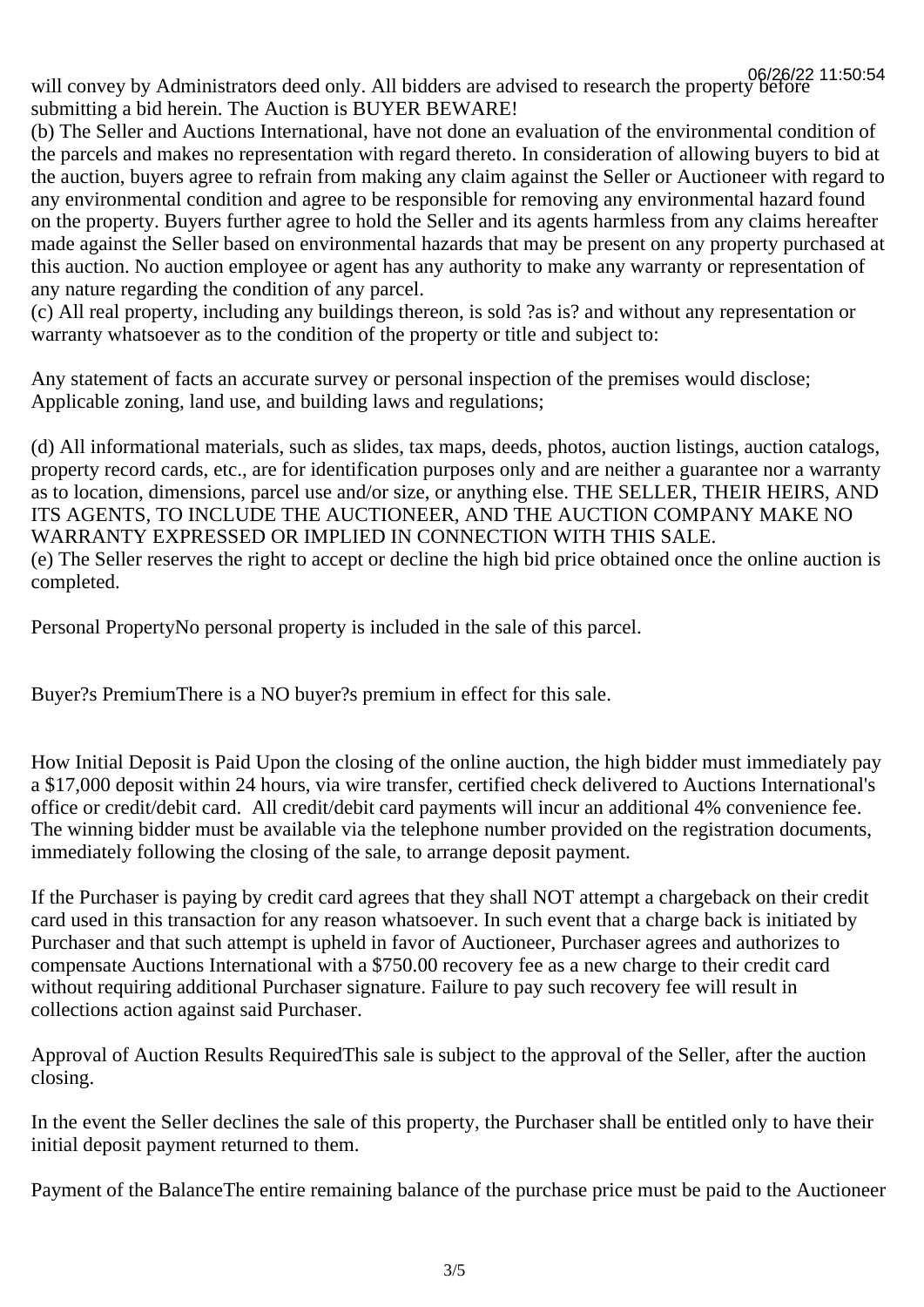will convey by Administrators deed only. All bidders are advised to research the property before submitting a bid herein. The Auction is BUYER BEWARE!

(b) The Seller and Auctions International, have not done an evaluation of the environmental condition of the parcels and makes no representation with regard thereto. In consideration of allowing buyers to bid at the auction, buyers agree to refrain from making any claim against the Seller or Auctioneer with regard to any environmental condition and agree to be responsible for removing any environmental hazard found on the property. Buyers further agree to hold the Seller and its agents harmless from any claims hereafter made against the Seller based on environmental hazards that may be present on any property purchased at this auction. No auction employee or agent has any authority to make any warranty or representation of any nature regarding the condition of any parcel.

(c) All real property, including any buildings thereon, is sold ?as is? and without any representation or warranty whatsoever as to the condition of the property or title and subject to:

Any statement of facts an accurate survey or personal inspection of the premises would disclose;
Applicable zoning, land use, and building laws and regulations;

(d) All informational materials, such as slides, tax maps, deeds, photos, auction listings, auction catalogs, property record cards, etc., are for identification purposes only and are neither a guarantee nor a warranty as to location, dimensions, parcel use and/or size, or anything else. THE SELLER, THEIR HEIRS, AND ITS AGENTS, TO INCLUDE THE AUCTIONEER, AND THE AUCTION COMPANY MAKE NO WARRANTY EXPRESSED OR IMPLIED IN CONNECTION WITH THIS SALE.

(e) The Seller reserves the right to accept or decline the high bid price obtained once the online auction is completed.

Personal PropertyNo personal property is included in the sale of this parcel.

Buyer?s PremiumThere is a NO buyer?s premium in effect for this sale.

How Initial Deposit is Paid Upon the closing of the online auction, the high bidder must immediately pay a $17,000 deposit within 24 hours, via wire transfer, certified check delivered to Auctions International's office or credit/debit card. All credit/debit card payments will incur an additional 4% convenience fee. The winning bidder must be available via the telephone number provided on the registration documents, immediately following the closing of the sale, to arrange deposit payment.

If the Purchaser is paying by credit card agrees that they shall NOT attempt a chargeback on their credit card used in this transaction for any reason whatsoever. In such event that a charge back is initiated by Purchaser and that such attempt is upheld in favor of Auctioneer, Purchaser agrees and authorizes to compensate Auctions International with a $750.00 recovery fee as a new charge to their credit card without requiring additional Purchaser signature. Failure to pay such recovery fee will result in collections action against said Purchaser.

Approval of Auction Results RequiredThis sale is subject to the approval of the Seller, after the auction closing.

In the event the Seller declines the sale of this property, the Purchaser shall be entitled only to have their initial deposit payment returned to them.

Payment of the BalanceThe entire remaining balance of the purchase price must be paid to the Auctioneer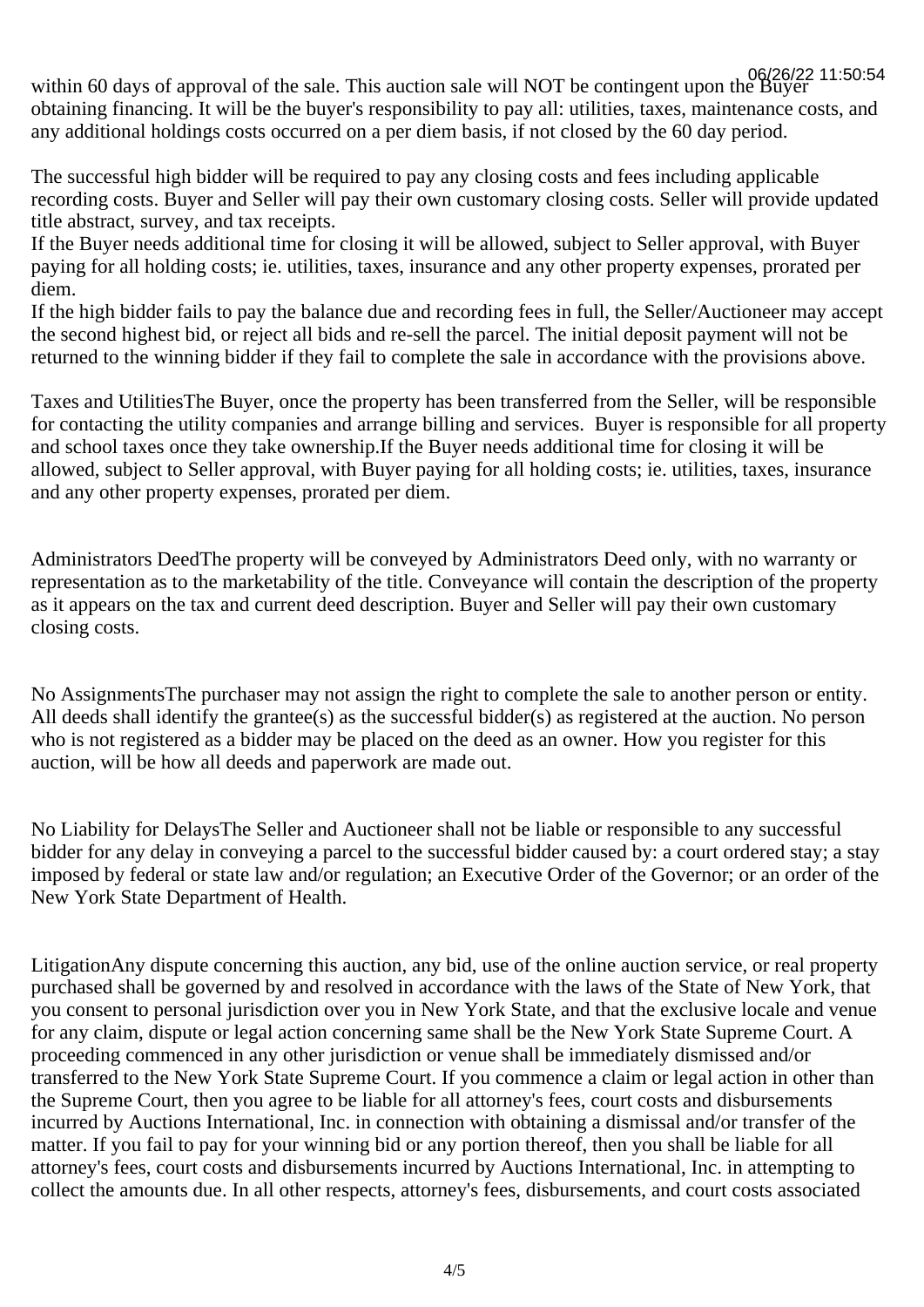within 60 days of approval of the sale. This auction sale will NOT be contingent upon the Buyer obtaining financing. It will be the buyer's responsibility to pay all: utilities, taxes, maintenance costs, and any additional holdings costs occurred on a per diem basis, if not closed by the 60 day period.

The successful high bidder will be required to pay any closing costs and fees including applicable recording costs. Buyer and Seller will pay their own customary closing costs. Seller will provide updated title abstract, survey, and tax receipts.
If the Buyer needs additional time for closing it will be allowed, subject to Seller approval, with Buyer paying for all holding costs; ie. utilities, taxes, insurance and any other property expenses, prorated per diem.
If the high bidder fails to pay the balance due and recording fees in full, the Seller/Auctioneer may accept the second highest bid, or reject all bids and re-sell the parcel. The initial deposit payment will not be returned to the winning bidder if they fail to complete the sale in accordance with the provisions above.

Taxes and UtilitiesThe Buyer, once the property has been transferred from the Seller, will be responsible for contacting the utility companies and arrange billing and services. Buyer is responsible for all property and school taxes once they take ownership.If the Buyer needs additional time for closing it will be allowed, subject to Seller approval, with Buyer paying for all holding costs; ie. utilities, taxes, insurance and any other property expenses, prorated per diem.

Administrators DeedThe property will be conveyed by Administrators Deed only, with no warranty or representation as to the marketability of the title. Conveyance will contain the description of the property as it appears on the tax and current deed description. Buyer and Seller will pay their own customary closing costs.

No AssignmentsThe purchaser may not assign the right to complete the sale to another person or entity. All deeds shall identify the grantee(s) as the successful bidder(s) as registered at the auction. No person who is not registered as a bidder may be placed on the deed as an owner. How you register for this auction, will be how all deeds and paperwork are made out.

No Liability for DelaysThe Seller and Auctioneer shall not be liable or responsible to any successful bidder for any delay in conveying a parcel to the successful bidder caused by: a court ordered stay; a stay imposed by federal or state law and/or regulation; an Executive Order of the Governor; or an order of the New York State Department of Health.

LitigationAny dispute concerning this auction, any bid, use of the online auction service, or real property purchased shall be governed by and resolved in accordance with the laws of the State of New York, that you consent to personal jurisdiction over you in New York State, and that the exclusive locale and venue for any claim, dispute or legal action concerning same shall be the New York State Supreme Court. A proceeding commenced in any other jurisdiction or venue shall be immediately dismissed and/or transferred to the New York State Supreme Court. If you commence a claim or legal action in other than the Supreme Court, then you agree to be liable for all attorney's fees, court costs and disbursements incurred by Auctions International, Inc. in connection with obtaining a dismissal and/or transfer of the matter. If you fail to pay for your winning bid or any portion thereof, then you shall be liable for all attorney's fees, court costs and disbursements incurred by Auctions International, Inc. in attempting to collect the amounts due. In all other respects, attorney's fees, disbursements, and court costs associated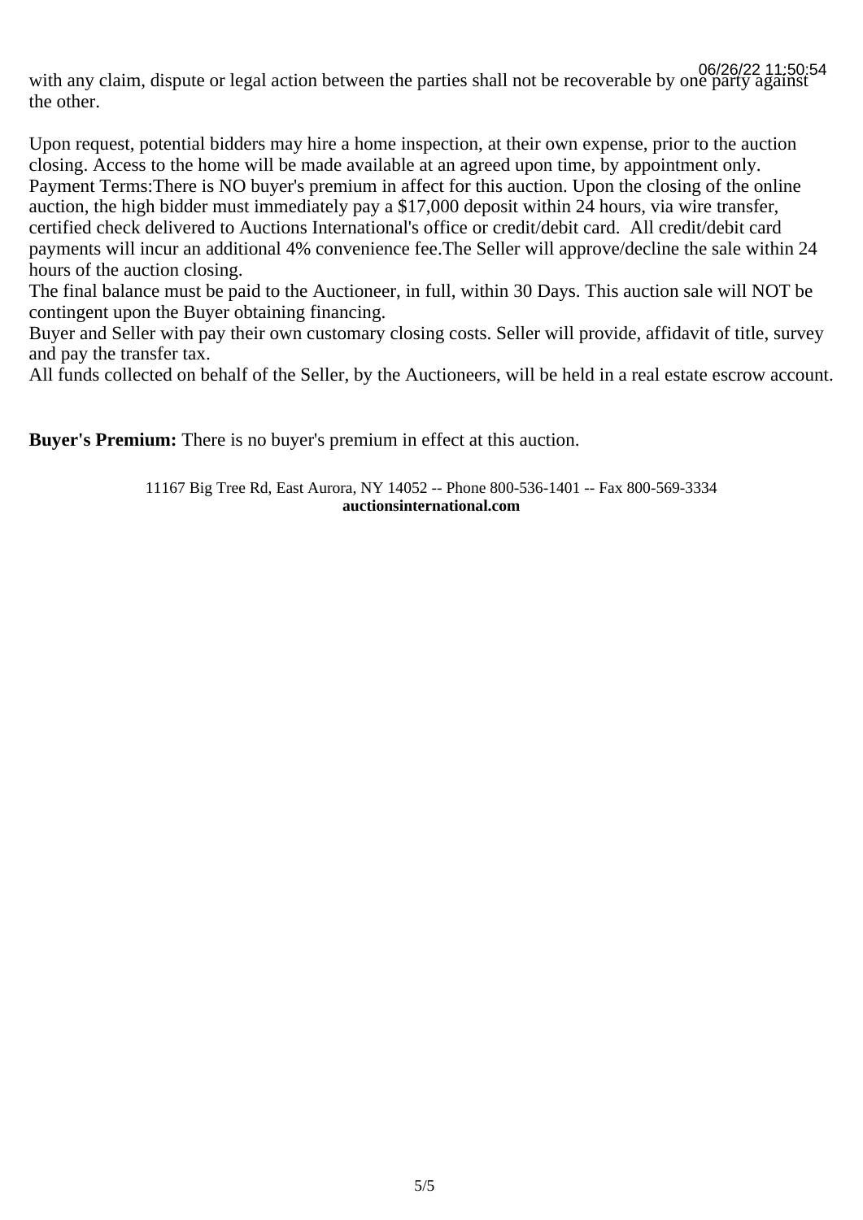with any claim, dispute or legal action between the parties shall not be recoverable by one party against the other.

Upon request, potential bidders may hire a home inspection, at their own expense, prior to the auction closing. Access to the home will be made available at an agreed upon time, by appointment only.
Payment Terms:There is NO buyer's premium in affect for this auction. Upon the closing of the online auction, the high bidder must immediately pay a $17,000 deposit within 24 hours, via wire transfer, certified check delivered to Auctions International's office or credit/debit card. All credit/debit card payments will incur an additional 4% convenience fee.The Seller will approve/decline the sale within 24 hours of the auction closing.
The final balance must be paid to the Auctioneer, in full, within 30 Days. This auction sale will NOT be contingent upon the Buyer obtaining financing.
Buyer and Seller with pay their own customary closing costs. Seller will provide, affidavit of title, survey and pay the transfer tax.
All funds collected on behalf of the Seller, by the Auctioneers, will be held in a real estate escrow account.

**Buyer's Premium:** There is no buyer's premium in effect at this auction.

11167 Big Tree Rd, East Aurora, NY 14052 -- Phone 800-536-1401 -- Fax 800-569-3334
**auctionsinternational.com**